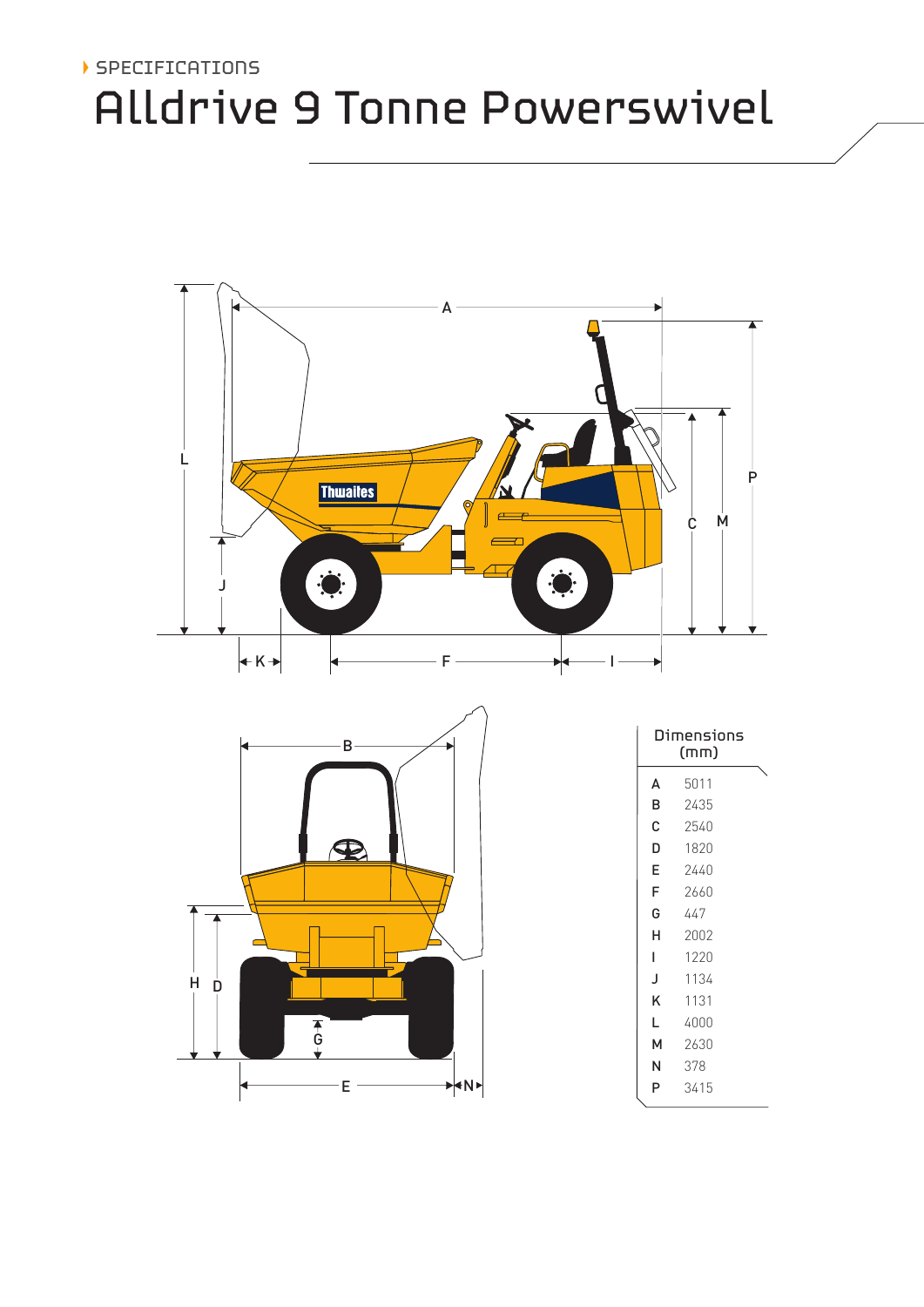SPECIFICATIONS

# Alldrive 9 Tonne Powerswivel

| Dimensions (mm) | |
|---|---|
| A | 5011 |
| B | 2435 |
| C | 2540 |
| D | 1820 |
| E | 2440 |
| F | 2660 |
| G | 447 |
| H | 2002 |
| I | 1220 |
| J | 1134 |
| K | 1131 |
| L | 4000 |
| M | 2630 |
| N | 378 |
| P | 3415 |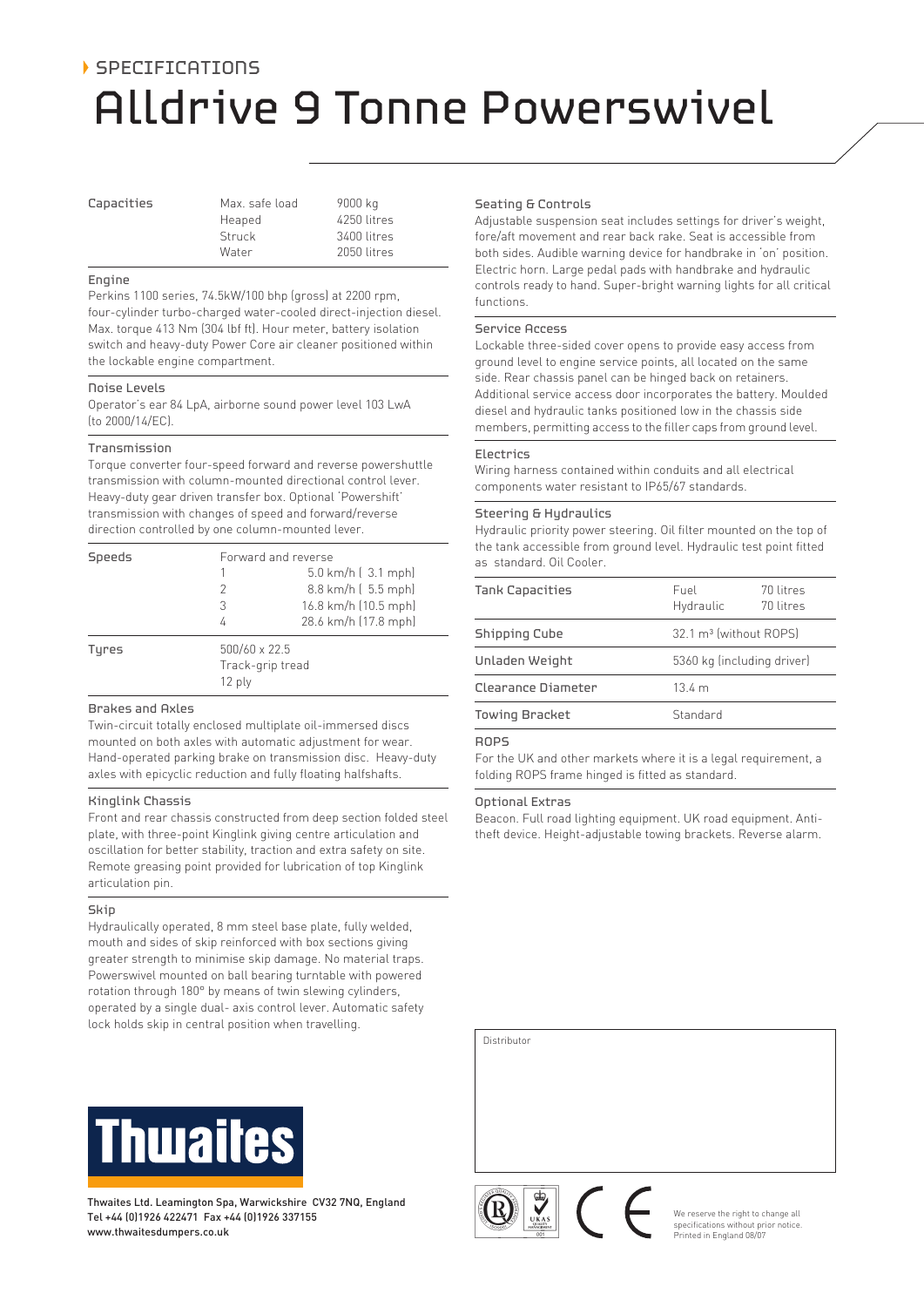SPECIFICATIONS

# Alldrive 9 Tonne Powerswivel

## Capacities

| | | |
|---|---|---|
| Capacities | Max. safe load | 9000 kg |
| | Heaped | 4250 litres |
| | Struck | 3400 litres |
| | Water | 2050 litres |

### Engine

Perkins 1100 series, 74.5kW/100 bhp (gross) at 2200 rpm, four-cylinder turbo-charged water-cooled direct-injection diesel. Max. torque 413 Nm (304 lbf ft). Hour meter, battery isolation switch and heavy-duty Power Core air cleaner positioned within the lockable engine compartment.

### Noise Levels

Operator's ear 84 LpA, airborne sound power level 103 LwA (to 2000/14/EC).

### Transmission

Torque converter four-speed forward and reverse powershuttle transmission with column-mounted directional control lever. Heavy-duty gear driven transfer box. Optional 'Powershift' transmission with changes of speed and forward/reverse direction controlled by one column-mounted lever.

| | | |
|---|---|---|
| Speeds | Forward and reverse | |
| | 1 | 5.0 km/h ( 3.1 mph) |
| | 2 | 8.8 km/h ( 5.5 mph) |
| | 3 | 16.8 km/h (10.5 mph) |
| | 4 | 28.6 km/h (17.8 mph) |
| Tyres | 500/60 x 22.5 | |
| | Track-grip tread | |
| | 12 ply | |

### Brakes and Axles

Twin-circuit totally enclosed multiplate oil-immersed discs mounted on both axles with automatic adjustment for wear. Hand-operated parking brake on transmission disc. Heavy-duty axles with epicyclic reduction and fully floating halfshafts.

### Kinglink Chassis

Front and rear chassis constructed from deep section folded steel plate, with three-point Kinglink giving centre articulation and oscillation for better stability, traction and extra safety on site. Remote greasing point provided for lubrication of top Kinglink articulation pin.

### Skip

Hydraulically operated, 8 mm steel base plate, fully welded, mouth and sides of skip reinforced with box sections giving greater strength to minimise skip damage. No material traps. Powerswivel mounted on ball bearing turntable with powered rotation through 180° by means of twin slewing cylinders, operated by a single dual- axis control lever. Automatic safety lock holds skip in central position when travelling.

### Seating & Controls

Adjustable suspension seat includes settings for driver's weight, fore/aft movement and rear back rake. Seat is accessible from both sides. Audible warning device for handbrake in 'on' position. Electric horn. Large pedal pads with handbrake and hydraulic controls ready to hand. Super-bright warning lights for all critical functions.

### Service Access

Lockable three-sided cover opens to provide easy access from ground level to engine service points, all located on the same side. Rear chassis panel can be hinged back on retainers. Additional service access door incorporates the battery. Moulded diesel and hydraulic tanks positioned low in the chassis side members, permitting access to the filler caps from ground level.

### Electrics

Wiring harness contained within conduits and all electrical components water resistant to IP65/67 standards.

### Steering & Hydraulics

Hydraulic priority power steering. Oil filter mounted on the top of the tank accessible from ground level. Hydraulic test point fitted as standard. Oil Cooler.

| | | |
|---|---|---|
| Tank Capacities | Fuel | 70 litres |
| | Hydraulic | 70 litres |
| Shipping Cube | 32.1 m³ (without ROPS) | |
| Unladen Weight | 5360 kg (including driver) | |
| Clearance Diameter | 13.4 m | |
| Towing Bracket | Standard | |

### ROPS

For the UK and other markets where it is a legal requirement, a folding ROPS frame hinged is fitted as standard.

### Optional Extras

Beacon. Full road lighting equipment. UK road equipment. Anti-theft device. Height-adjustable towing brackets. Reverse alarm.

Distributor

Thwaites

Thwaites Ltd. Leamington Spa, Warwickshire CV32 7NQ, England
Tel +44 (0)1926 422471 Fax +44 (0)1926 337155
www.thwaitesdumpers.co.uk

We reserve the right to change all specifications without prior notice.
Printed in England 08/07